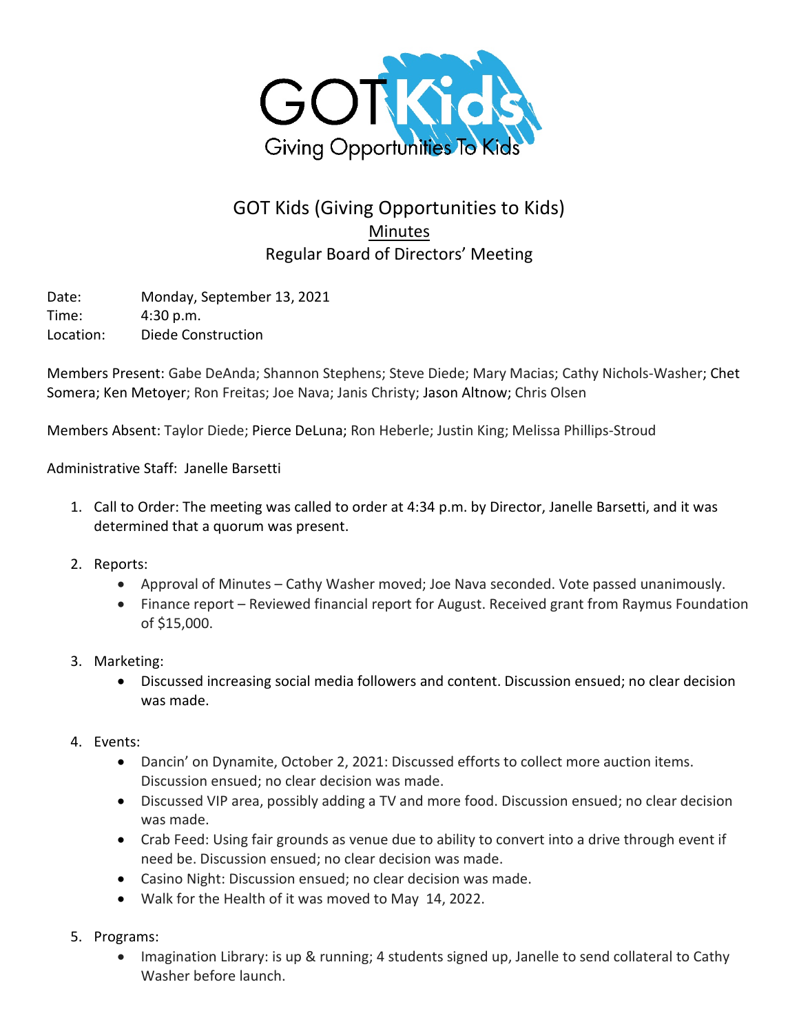GOT Kids
Giving Opportunities To Kids

# GOT Kids (Giving Opportunities to Kids)

## Minutes

## Regular Board of Directors' Meeting

Date: Monday, September 13, 2021
Time: 4:30 p.m.
Location: Diede Construction

Members Present: Gabe DeAnda; Shannon Stephens; Steve Diede; Mary Macias; Cathy Nichols-Washer; Chet Somera; Ken Metoyer; Ron Freitas; Joe Nava; Janis Christy; Jason Altnow; Chris Olsen

Members Absent: Taylor Diede; Pierce DeLuna; Ron Heberle; Justin King; Melissa Phillips-Stroud

Administrative Staff: Janelle Barsetti

1. Call to Order: The meeting was called to order at 4:34 p.m. by Director, Janelle Barsetti, and it was determined that a quorum was present.

2. Reports:
   - Approval of Minutes – Cathy Washer moved; Joe Nava seconded. Vote passed unanimously.
   - Finance report – Reviewed financial report for August. Received grant from Raymus Foundation of $15,000.

3. Marketing:
   - Discussed increasing social media followers and content. Discussion ensued; no clear decision was made.

4. Events:
   - Dancin' on Dynamite, October 2, 2021: Discussed efforts to collect more auction items. Discussion ensued; no clear decision was made.
   - Discussed VIP area, possibly adding a TV and more food. Discussion ensued; no clear decision was made.
   - Crab Feed: Using fair grounds as venue due to ability to convert into a drive through event if need be. Discussion ensued; no clear decision was made.
   - Casino Night: Discussion ensued; no clear decision was made.
   - Walk for the Health of it was moved to May 14, 2022.

5. Programs:
   - Imagination Library: is up & running; 4 students signed up, Janelle to send collateral to Cathy Washer before launch.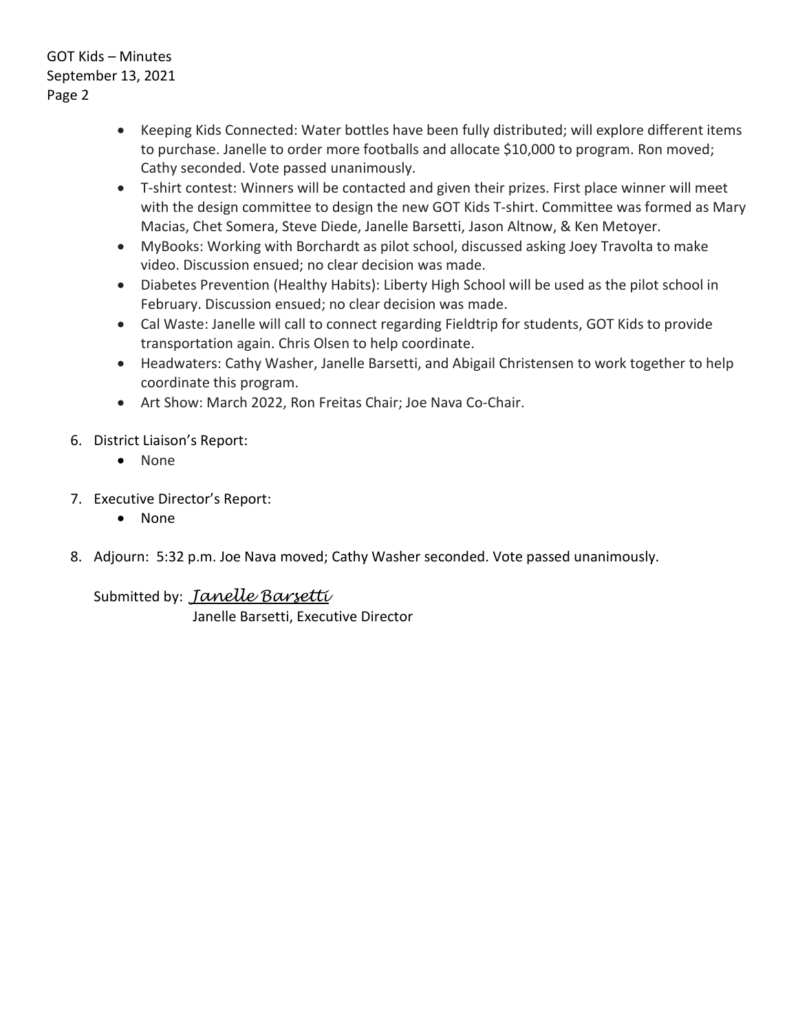- Keeping Kids Connected: Water bottles have been fully distributed; will explore different items to purchase. Janelle to order more footballs and allocate $10,000 to program. Ron moved; Cathy seconded. Vote passed unanimously.
- T-shirt contest: Winners will be contacted and given their prizes. First place winner will meet with the design committee to design the new GOT Kids T-shirt. Committee was formed as Mary Macias, Chet Somera, Steve Diede, Janelle Barsetti, Jason Altnow, & Ken Metoyer.
- MyBooks: Working with Borchardt as pilot school, discussed asking Joey Travolta to make video. Discussion ensued; no clear decision was made.
- Diabetes Prevention (Healthy Habits): Liberty High School will be used as the pilot school in February. Discussion ensued; no clear decision was made.
- Cal Waste: Janelle will call to connect regarding Fieldtrip for students, GOT Kids to provide transportation again. Chris Olsen to help coordinate.
- Headwaters: Cathy Washer, Janelle Barsetti, and Abigail Christensen to work together to help coordinate this program.
- Art Show: March 2022, Ron Freitas Chair; Joe Nava Co-Chair.

6. District Liaison's Report:
   - None

7. Executive Director's Report:
   - None

8. Adjourn: 5:32 p.m. Joe Nava moved; Cathy Washer seconded. Vote passed unanimously.

Submitted by: *Janelle Barsetti*
Janelle Barsetti, Executive Director